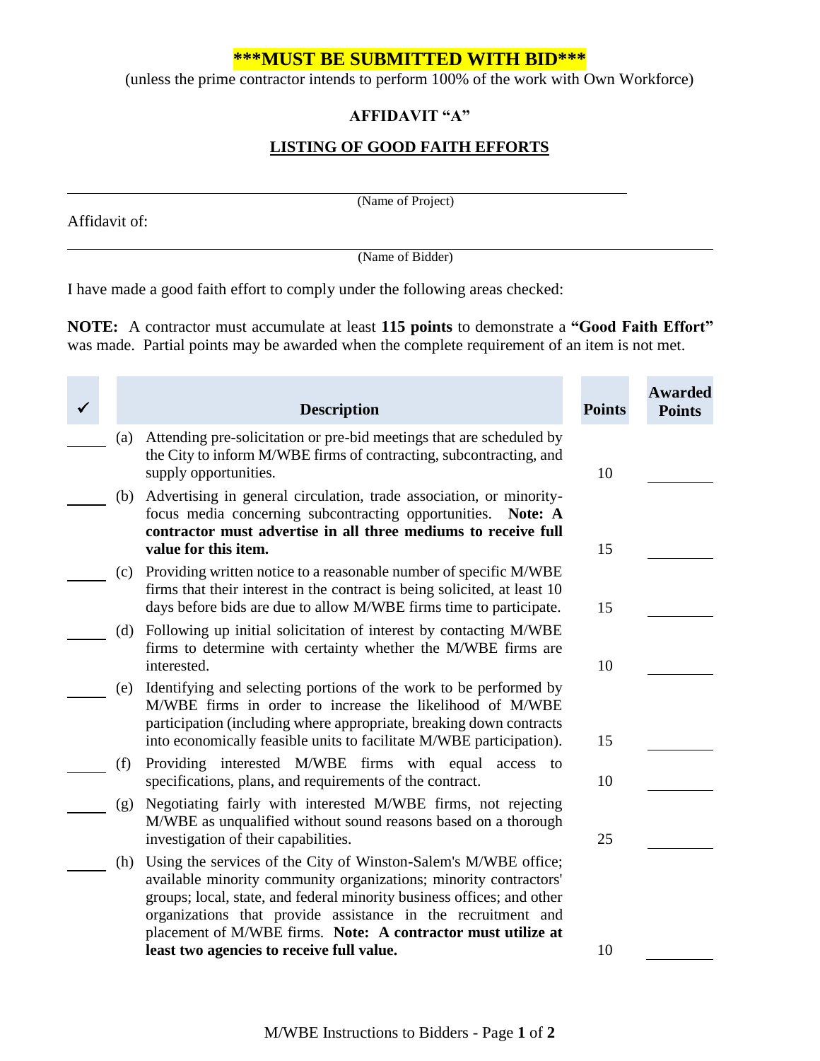**\*\*\*MUST BE SUBMITTED WITH BID\*\*\***

(unless the prime contractor intends to perform 100% of the work with Own Workforce)

## AFFIDAVIT "A"

## LISTING OF GOOD FAITH EFFORTS

\_\_\_\_\_\_\_\_\_\_\_\_\_\_\_\_\_\_\_\_\_\_\_\_\_\_\_\_\_\_\_\_\_\_\_\_\_\_\_\_\_\_\_\_
(Name of Project)

Affidavit of:

\_\_\_\_\_\_\_\_\_\_\_\_\_\_\_\_\_\_\_\_\_\_\_\_\_\_\_\_\_\_\_\_\_\_\_\_\_\_\_\_\_\_\_\_
(Name of Bidder)

I have made a good faith effort to comply under the following areas checked:

**NOTE:** A contractor must accumulate at least **115 points** to demonstrate a **"Good Faith Effort"** was made. Partial points may be awarded when the complete requirement of an item is not met.

| ✓ | | Description | Points | Awarded Points |
|---|---|---|---|---|
| \_\_\_\_ | (a) | Attending pre-solicitation or pre-bid meetings that are scheduled by the City to inform M/WBE firms of contracting, subcontracting, and supply opportunities. | 10 | \_\_\_\_ |
| \_\_\_\_ | (b) | Advertising in general circulation, trade association, or minority-focus media concerning subcontracting opportunities. **Note: A contractor must advertise in all three mediums to receive full value for this item.** | 15 | \_\_\_\_ |
| \_\_\_\_ | (c) | Providing written notice to a reasonable number of specific M/WBE firms that their interest in the contract is being solicited, at least 10 days before bids are due to allow M/WBE firms time to participate. | 15 | \_\_\_\_ |
| \_\_\_\_ | (d) | Following up initial solicitation of interest by contacting M/WBE firms to determine with certainty whether the M/WBE firms are interested. | 10 | \_\_\_\_ |
| \_\_\_\_ | (e) | Identifying and selecting portions of the work to be performed by M/WBE firms in order to increase the likelihood of M/WBE participation (including where appropriate, breaking down contracts into economically feasible units to facilitate M/WBE participation). | 15 | \_\_\_\_ |
| \_\_\_\_ | (f) | Providing interested M/WBE firms with equal access to specifications, plans, and requirements of the contract. | 10 | \_\_\_\_ |
| \_\_\_\_ | (g) | Negotiating fairly with interested M/WBE firms, not rejecting M/WBE as unqualified without sound reasons based on a thorough investigation of their capabilities. | 25 | \_\_\_\_ |
| \_\_\_\_ | (h) | Using the services of the City of Winston-Salem's M/WBE office; available minority community organizations; minority contractors' groups; local, state, and federal minority business offices; and other organizations that provide assistance in the recruitment and placement of M/WBE firms. **Note: A contractor must utilize at least two agencies to receive full value.** | 10 | \_\_\_\_ |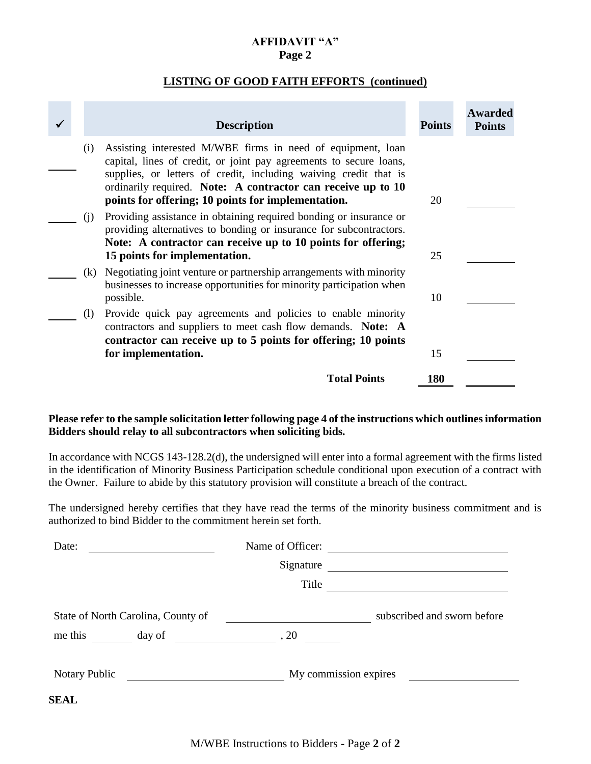**AFFIDAVIT "A"**
**Page 2**

**LISTING OF GOOD FAITH EFFORTS (continued)**

| ✓ | | Description | Points | Awarded Points |
|---|---|---|---|---|
| ____ | (i) | Assisting interested M/WBE firms in need of equipment, loan capital, lines of credit, or joint pay agreements to secure loans, supplies, or letters of credit, including waiving credit that is ordinarily required. **Note: A contractor can receive up to 10 points for offering; 10 points for implementation.** | 20 | ____ |
| ____ | (j) | Providing assistance in obtaining required bonding or insurance or providing alternatives to bonding or insurance for subcontractors. **Note: A contractor can receive up to 10 points for offering; 15 points for implementation.** | 25 | ____ |
| ____ | (k) | Negotiating joint venture or partnership arrangements with minority businesses to increase opportunities for minority participation when possible. | 10 | ____ |
| ____ | (l) | Provide quick pay agreements and policies to enable minority contractors and suppliers to meet cash flow demands. **Note: A contractor can receive up to 5 points for offering; 10 points for implementation.** | 15 | ____ |
| | | **Total Points** | **180** | ____ |

**Please refer to the sample solicitation letter following page 4 of the instructions which outlines information Bidders should relay to all subcontractors when soliciting bids.**

In accordance with NCGS 143-128.2(d), the undersigned will enter into a formal agreement with the firms listed in the identification of Minority Business Participation schedule conditional upon execution of a contract with the Owner. Failure to abide by this statutory provision will constitute a breach of the contract.

The undersigned hereby certifies that they have read the terms of the minority business commitment and is authorized to bind Bidder to the commitment herein set forth.

Date: ____________________ Name of Officer: ______________________________

Signature ______________________________

Title ______________________________

State of North Carolina, County of ______________________ subscribed and sworn before me this _______ day of _______________ , 20 _____

Notary Public ________________________ My commission expires ________________

**SEAL**